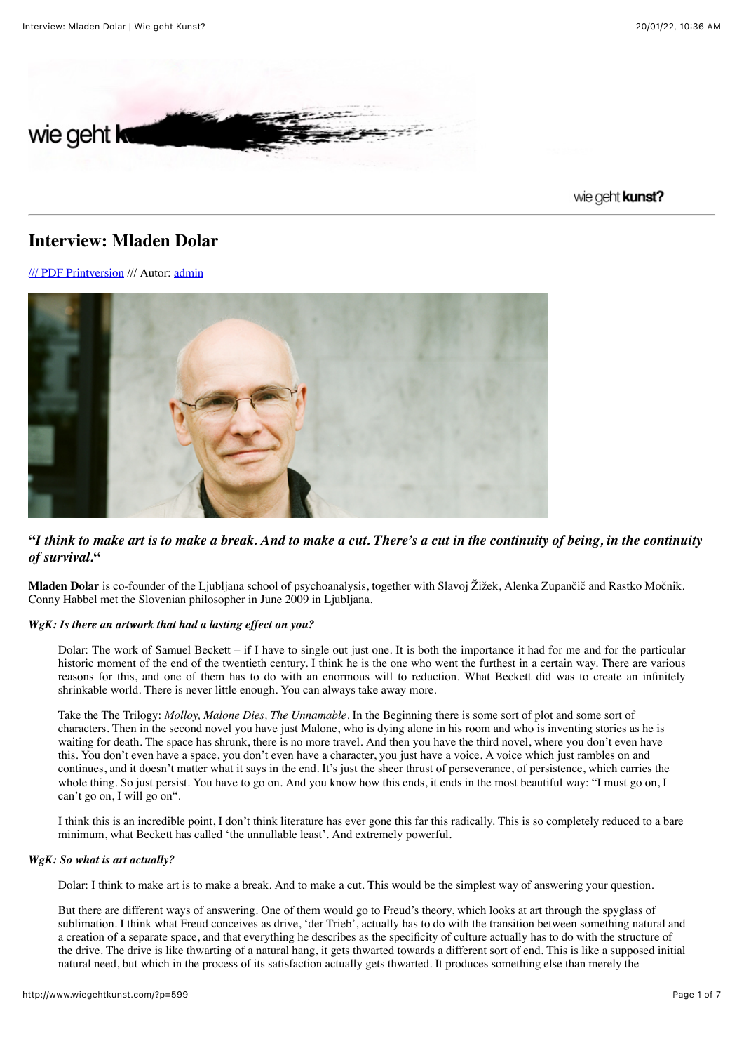# Interview: Mladen Dolar

/// PDF Printversion /// Autor: admin

## "*I think to make art is to make a break. And to make a cut. There's a cut in the continuity of being, in the continuity of survival.*"

**Mladen Dolar** is co-founder of the Ljubljana school of psychoanalysis, together with Slavoj Žižek, Alenka Zupančič and Rastko Močnik. Conny Habbel met the Slovenian philosopher in June 2009 in Ljubljana.

***WgK: Is there an artwork that had a lasting effect on you?***

Dolar: The work of Samuel Beckett – if I have to single out just one. It is both the importance it had for me and for the particular historic moment of the end of the twentieth century. I think he is the one who went the furthest in a certain way. There are various reasons for this, and one of them has to do with an enormous will to reduction. What Beckett did was to create an infinitely shrinkable world. There is never little enough. You can always take away more.

Take the The Trilogy: *Molloy, Malone Dies, The Unnamable*. In the Beginning there is some sort of plot and some sort of characters. Then in the second novel you have just Malone, who is dying alone in his room and who is inventing stories as he is waiting for death. The space has shrunk, there is no more travel. And then you have the third novel, where you don't even have this. You don't even have a space, you don't even have a character, you just have a voice. A voice which just rambles on and continues, and it doesn't matter what it says in the end. It's just the sheer thrust of perseverance, of persistence, which carries the whole thing. So just persist. You have to go on. And you know how this ends, it ends in the most beautiful way: "I must go on, I can't go on, I will go on".

I think this is an incredible point, I don't think literature has ever gone this far this radically. This is so completely reduced to a bare minimum, what Beckett has called 'the unnullable least'. And extremely powerful.

***WgK: So what is art actually?***

Dolar: I think to make art is to make a break. And to make a cut. This would be the simplest way of answering your question.

But there are different ways of answering. One of them would go to Freud's theory, which looks at art through the spyglass of sublimation. I think what Freud conceives as drive, 'der Trieb', actually has to do with the transition between something natural and a creation of a separate space, and that everything he describes as the specificity of culture actually has to do with the structure of the drive. The drive is like thwarting of a natural hang, it gets thwarted towards a different sort of end. This is like a supposed initial natural need, but which in the process of its satisfaction actually gets thwarted. It produces something else than merely the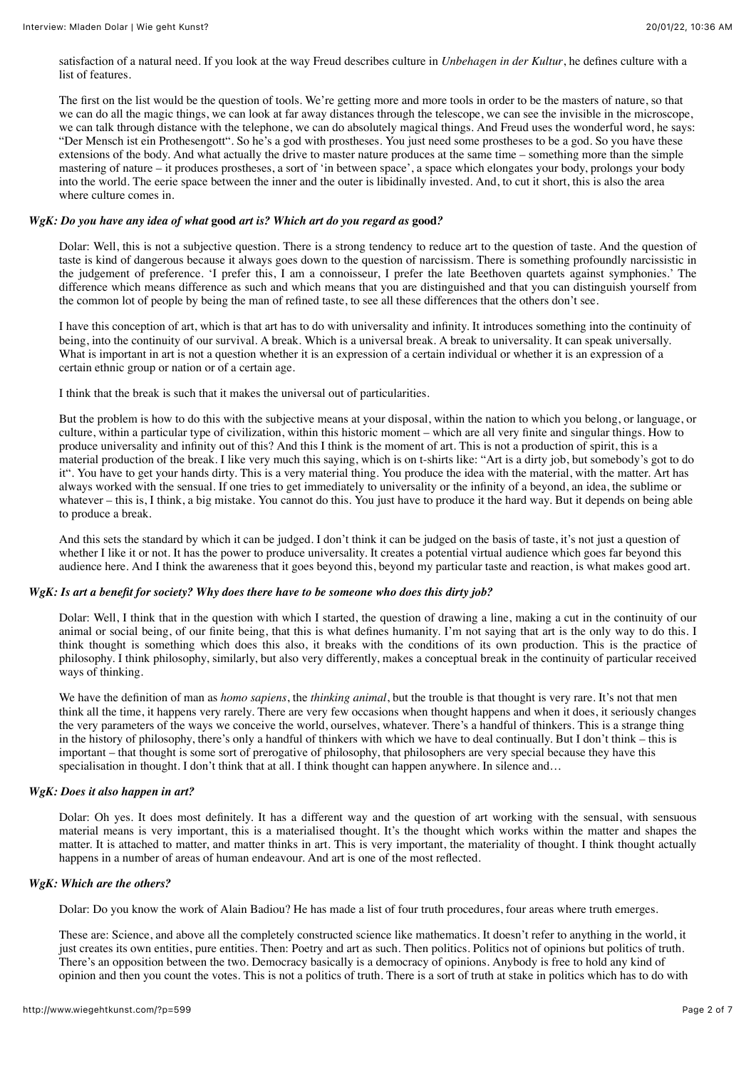satisfaction of a natural need. If you look at the way Freud describes culture in *Unbehagen in der Kultur*, he defines culture with a list of features.

The first on the list would be the question of tools. We're getting more and more tools in order to be the masters of nature, so that we can do all the magic things, we can look at far away distances through the telescope, we can see the invisible in the microscope, we can talk through distance with the telephone, we can do absolutely magical things. And Freud uses the wonderful word, he says: "Der Mensch ist ein Prothesengott". So he's a god with prostheses. You just need some prostheses to be a god. So you have these extensions of the body. And what actually the drive to master nature produces at the same time – something more than the simple mastering of nature – it produces prostheses, a sort of 'in between space', a space which elongates your body, prolongs your body into the world. The eerie space between the inner and the outer is libidinally invested. And, to cut it short, this is also the area where culture comes in.

***WgK: Do you have any idea of what* good *art is? Which art do you regard as* good*?***

Dolar: Well, this is not a subjective question. There is a strong tendency to reduce art to the question of taste. And the question of taste is kind of dangerous because it always goes down to the question of narcissism. There is something profoundly narcissistic in the judgement of preference. 'I prefer this, I am a connoisseur, I prefer the late Beethoven quartets against symphonies.' The difference which means difference as such and which means that you are distinguished and that you can distinguish yourself from the common lot of people by being the man of refined taste, to see all these differences that the others don't see.

I have this conception of art, which is that art has to do with universality and infinity. It introduces something into the continuity of being, into the continuity of our survival. A break. Which is a universal break. A break to universality. It can speak universally. What is important in art is not a question whether it is an expression of a certain individual or whether it is an expression of a certain ethnic group or nation or of a certain age.

I think that the break is such that it makes the universal out of particularities.

But the problem is how to do this with the subjective means at your disposal, within the nation to which you belong, or language, or culture, within a particular type of civilization, within this historic moment – which are all very finite and singular things. How to produce universality and infinity out of this? And this I think is the moment of art. This is not a production of spirit, this is a material production of the break. I like very much this saying, which is on t-shirts like: "Art is a dirty job, but somebody's got to do it". You have to get your hands dirty. This is a very material thing. You produce the idea with the material, with the matter. Art has always worked with the sensual. If one tries to get immediately to universality or the infinity of a beyond, an idea, the sublime or whatever – this is, I think, a big mistake. You cannot do this. You just have to produce it the hard way. But it depends on being able to produce a break.

And this sets the standard by which it can be judged. I don't think it can be judged on the basis of taste, it's not just a question of whether I like it or not. It has the power to produce universality. It creates a potential virtual audience which goes far beyond this audience here. And I think the awareness that it goes beyond this, beyond my particular taste and reaction, is what makes good art.

***WgK: Is art a benefit for society? Why does there have to be someone who does this dirty job?***

Dolar: Well, I think that in the question with which I started, the question of drawing a line, making a cut in the continuity of our animal or social being, of our finite being, that this is what defines humanity. I'm not saying that art is the only way to do this. I think thought is something which does this also, it breaks with the conditions of its own production. This is the practice of philosophy. I think philosophy, similarly, but also very differently, makes a conceptual break in the continuity of particular received ways of thinking.

We have the definition of man as *homo sapiens*, the *thinking animal*, but the trouble is that thought is very rare. It's not that men think all the time, it happens very rarely. There are very few occasions when thought happens and when it does, it seriously changes the very parameters of the ways we conceive the world, ourselves, whatever. There's a handful of thinkers. This is a strange thing in the history of philosophy, there's only a handful of thinkers with which we have to deal continually. But I don't think – this is important – that thought is some sort of prerogative of philosophy, that philosophers are very special because they have this specialisation in thought. I don't think that at all. I think thought can happen anywhere. In silence and…

***WgK: Does it also happen in art?***

Dolar: Oh yes. It does most definitely. It has a different way and the question of art working with the sensual, with sensuous material means is very important, this is a materialised thought. It's the thought which works within the matter and shapes the matter. It is attached to matter, and matter thinks in art. This is very important, the materiality of thought. I think thought actually happens in a number of areas of human endeavour. And art is one of the most reflected.

***WgK: Which are the others?***

Dolar: Do you know the work of Alain Badiou? He has made a list of four truth procedures, four areas where truth emerges.

These are: Science, and above all the completely constructed science like mathematics. It doesn't refer to anything in the world, it just creates its own entities, pure entities. Then: Poetry and art as such. Then politics. Politics not of opinions but politics of truth. There's an opposition between the two. Democracy basically is a democracy of opinions. Anybody is free to hold any kind of opinion and then you count the votes. This is not a politics of truth. There is a sort of truth at stake in politics which has to do with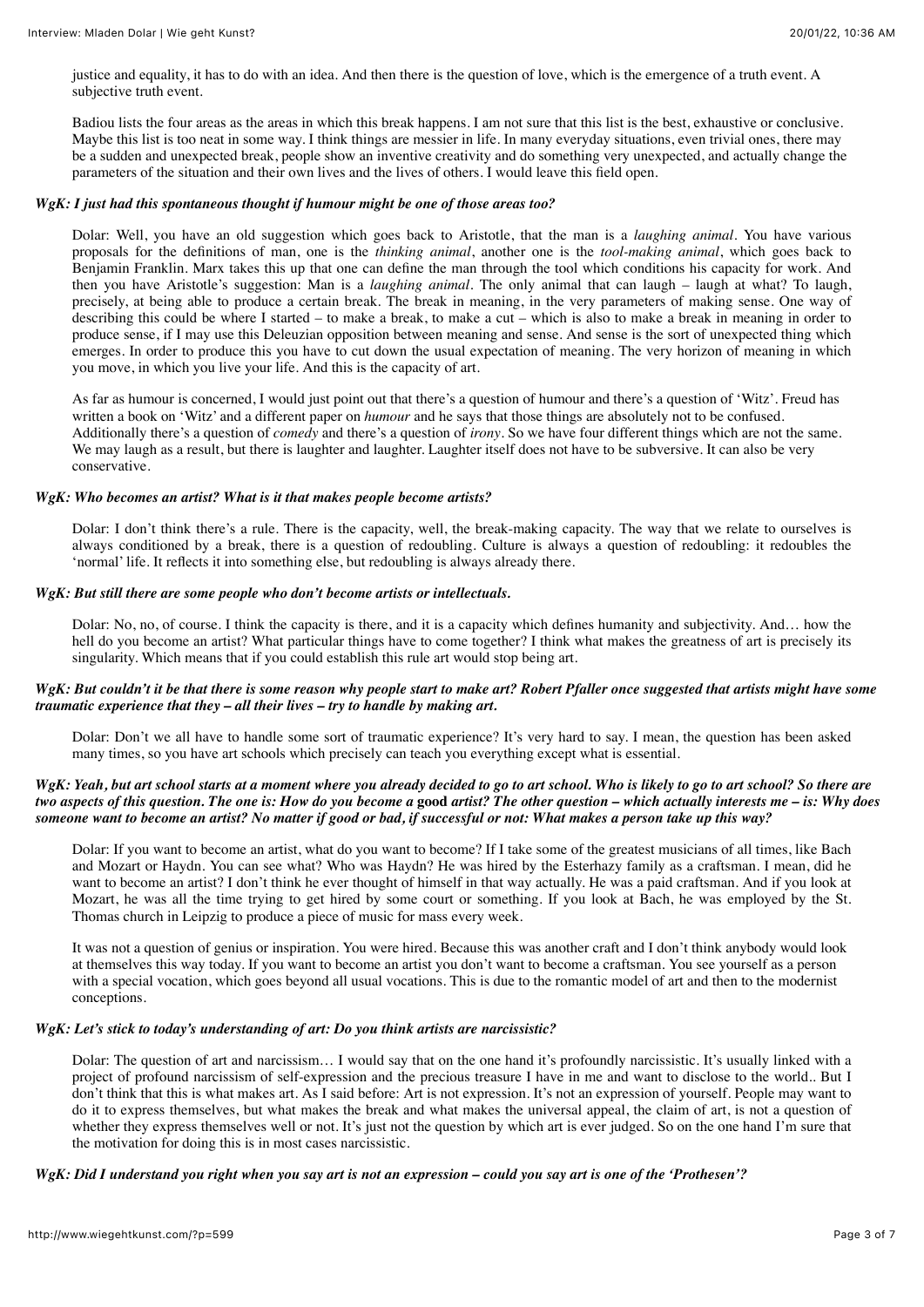justice and equality, it has to do with an idea. And then there is the question of love, which is the emergence of a truth event. A subjective truth event.

Badiou lists the four areas as the areas in which this break happens. I am not sure that this list is the best, exhaustive or conclusive. Maybe this list is too neat in some way. I think things are messier in life. In many everyday situations, even trivial ones, there may be a sudden and unexpected break, people show an inventive creativity and do something very unexpected, and actually change the parameters of the situation and their own lives and the lives of others. I would leave this field open.

***WgK: I just had this spontaneous thought if humour might be one of those areas too?***

Dolar: Well, you have an old suggestion which goes back to Aristotle, that the man is a *laughing animal*. You have various proposals for the definitions of man, one is the *thinking animal*, another one is the *tool-making animal*, which goes back to Benjamin Franklin. Marx takes this up that one can define the man through the tool which conditions his capacity for work. And then you have Aristotle's suggestion: Man is a *laughing animal*. The only animal that can laugh – laugh at what? To laugh, precisely, at being able to produce a certain break. The break in meaning, in the very parameters of making sense. One way of describing this could be where I started – to make a break, to make a cut – which is also to make a break in meaning in order to produce sense, if I may use this Deleuzian opposition between meaning and sense. And sense is the sort of unexpected thing which emerges. In order to produce this you have to cut down the usual expectation of meaning. The very horizon of meaning in which you move, in which you live your life. And this is the capacity of art.

As far as humour is concerned, I would just point out that there's a question of humour and there's a question of 'Witz'. Freud has written a book on 'Witz' and a different paper on *humour* and he says that those things are absolutely not to be confused. Additionally there's a question of *comedy* and there's a question of *irony*. So we have four different things which are not the same. We may laugh as a result, but there is laughter and laughter. Laughter itself does not have to be subversive. It can also be very conservative.

***WgK: Who becomes an artist? What is it that makes people become artists?***

Dolar: I don't think there's a rule. There is the capacity, well, the break-making capacity. The way that we relate to ourselves is always conditioned by a break, there is a question of redoubling. Culture is always a question of redoubling: it redoubles the 'normal' life. It reflects it into something else, but redoubling is always already there.

***WgK: But still there are some people who don't become artists or intellectuals.***

Dolar: No, no, of course. I think the capacity is there, and it is a capacity which defines humanity and subjectivity. And… how the hell do you become an artist? What particular things have to come together? I think what makes the greatness of art is precisely its singularity. Which means that if you could establish this rule art would stop being art.

***WgK: But couldn't it be that there is some reason why people start to make art? Robert Pfaller once suggested that artists might have some traumatic experience that they – all their lives – try to handle by making art.***

Dolar: Don't we all have to handle some sort of traumatic experience? It's very hard to say. I mean, the question has been asked many times, so you have art schools which precisely can teach you everything except what is essential.

***WgK: Yeah, but art school starts at a moment where you already decided to go to art school. Who is likely to go to art school? So there are two aspects of this question. The one is: How do you become a* good *artist? The other question – which actually interests me – is: Why does someone want to become an artist? No matter if good or bad, if successful or not: What makes a person take up this way?***

Dolar: If you want to become an artist, what do you want to become? If I take some of the greatest musicians of all times, like Bach and Mozart or Haydn. You can see what? Who was Haydn? He was hired by the Esterhazy family as a craftsman. I mean, did he want to become an artist? I don't think he ever thought of himself in that way actually. He was a paid craftsman. And if you look at Mozart, he was all the time trying to get hired by some court or something. If you look at Bach, he was employed by the St. Thomas church in Leipzig to produce a piece of music for mass every week.

It was not a question of genius or inspiration. You were hired. Because this was another craft and I don't think anybody would look at themselves this way today. If you want to become an artist you don't want to become a craftsman. You see yourself as a person with a special vocation, which goes beyond all usual vocations. This is due to the romantic model of art and then to the modernist conceptions.

***WgK: Let's stick to today's understanding of art: Do you think artists are narcissistic?***

Dolar: The question of art and narcissism… I would say that on the one hand it's profoundly narcissistic. It's usually linked with a project of profound narcissism of self-expression and the precious treasure I have in me and want to disclose to the world.. But I don't think that this is what makes art. As I said before: Art is not expression. It's not an expression of yourself. People may want to do it to express themselves, but what makes the break and what makes the universal appeal, the claim of art, is not a question of whether they express themselves well or not. It's just not the question by which art is ever judged. So on the one hand I'm sure that the motivation for doing this is in most cases narcissistic.

***WgK: Did I understand you right when you say art is not an expression – could you say art is one of the 'Prothesen'?***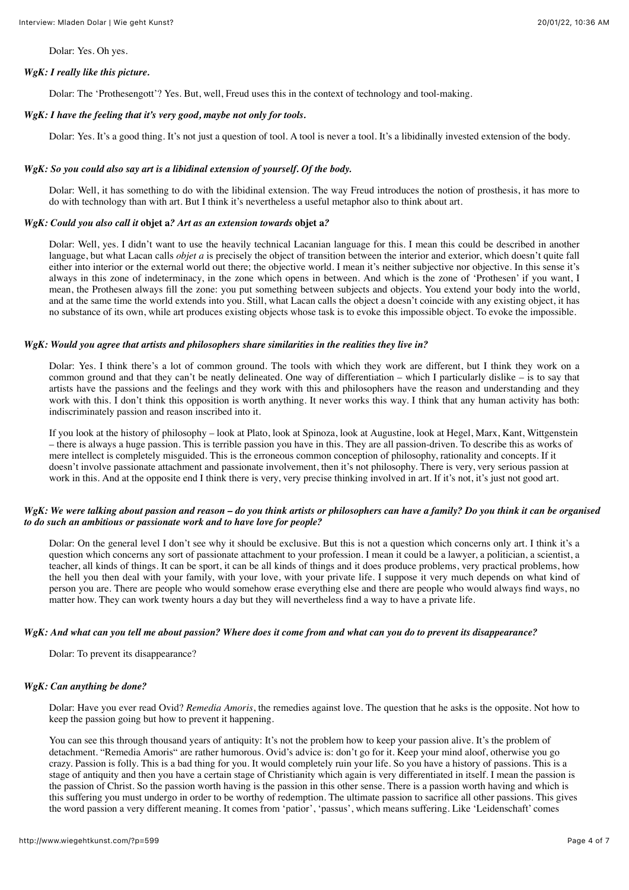Dolar: Yes. Oh yes.

***WgK: I really like this picture.***

Dolar: The 'Prothesengott'? Yes. But, well, Freud uses this in the context of technology and tool-making.

***WgK: I have the feeling that it's very good, maybe not only for tools.***

Dolar: Yes. It's a good thing. It's not just a question of tool. A tool is never a tool. It's a libidinally invested extension of the body.

***WgK: So you could also say art is a libidinal extension of yourself. Of the body.***

Dolar: Well, it has something to do with the libidinal extension. The way Freud introduces the notion of prosthesis, it has more to do with technology than with art. But I think it's nevertheless a useful metaphor also to think about art.

***WgK: Could you also call it* objet a*? Art as an extension towards* objet a*?***

Dolar: Well, yes. I didn't want to use the heavily technical Lacanian language for this. I mean this could be described in another language, but what Lacan calls *objet a* is precisely the object of transition between the interior and exterior, which doesn't quite fall either into interior or the external world out there; the objective world. I mean it's neither subjective nor objective. In this sense it's always in this zone of indeterminacy, in the zone which opens in between. And which is the zone of 'Prothesen' if you want, I mean, the Prothesen always fill the zone: you put something between subjects and objects. You extend your body into the world, and at the same time the world extends into you. Still, what Lacan calls the object a doesn't coincide with any existing object, it has no substance of its own, while art produces existing objects whose task is to evoke this impossible object. To evoke the impossible.

***WgK: Would you agree that artists and philosophers share similarities in the realities they live in?***

Dolar: Yes. I think there's a lot of common ground. The tools with which they work are different, but I think they work on a common ground and that they can't be neatly delineated. One way of differentiation – which I particularly dislike – is to say that artists have the passions and the feelings and they work with this and philosophers have the reason and understanding and they work with this. I don't think this opposition is worth anything. It never works this way. I think that any human activity has both: indiscriminately passion and reason inscribed into it.

If you look at the history of philosophy – look at Plato, look at Spinoza, look at Augustine, look at Hegel, Marx, Kant, Wittgenstein – there is always a huge passion. This is terrible passion you have in this. They are all passion-driven. To describe this as works of mere intellect is completely misguided. This is the erroneous common conception of philosophy, rationality and concepts. If it doesn't involve passionate attachment and passionate involvement, then it's not philosophy. There is very, very serious passion at work in this. And at the opposite end I think there is very, very precise thinking involved in art. If it's not, it's just not good art.

***WgK: We were talking about passion and reason – do you think artists or philosophers can have a family? Do you think it can be organised to do such an ambitious or passionate work and to have love for people?***

Dolar: On the general level I don't see why it should be exclusive. But this is not a question which concerns only art. I think it's a question which concerns any sort of passionate attachment to your profession. I mean it could be a lawyer, a politician, a scientist, a teacher, all kinds of things. It can be sport, it can be all kinds of things and it does produce problems, very practical problems, how the hell you then deal with your family, with your love, with your private life. I suppose it very much depends on what kind of person you are. There are people who would somehow erase everything else and there are people who would always find ways, no matter how. They can work twenty hours a day but they will nevertheless find a way to have a private life.

***WgK: And what can you tell me about passion? Where does it come from and what can you do to prevent its disappearance?***

Dolar: To prevent its disappearance?

***WgK: Can anything be done?***

Dolar: Have you ever read Ovid? *Remedia Amoris*, the remedies against love. The question that he asks is the opposite. Not how to keep the passion going but how to prevent it happening.

You can see this through thousand years of antiquity: It's not the problem how to keep your passion alive. It's the problem of detachment. "Remedia Amoris" are rather humorous. Ovid's advice is: don't go for it. Keep your mind aloof, otherwise you go crazy. Passion is folly. This is a bad thing for you. It would completely ruin your life. So you have a history of passions. This is a stage of antiquity and then you have a certain stage of Christianity which again is very differentiated in itself. I mean the passion is the passion of Christ. So the passion worth having is the passion in this other sense. There is a passion worth having and which is this suffering you must undergo in order to be worthy of redemption. The ultimate passion to sacrifice all other passions. This gives the word passion a very different meaning. It comes from 'patior', 'passus', which means suffering. Like 'Leidenschaft' comes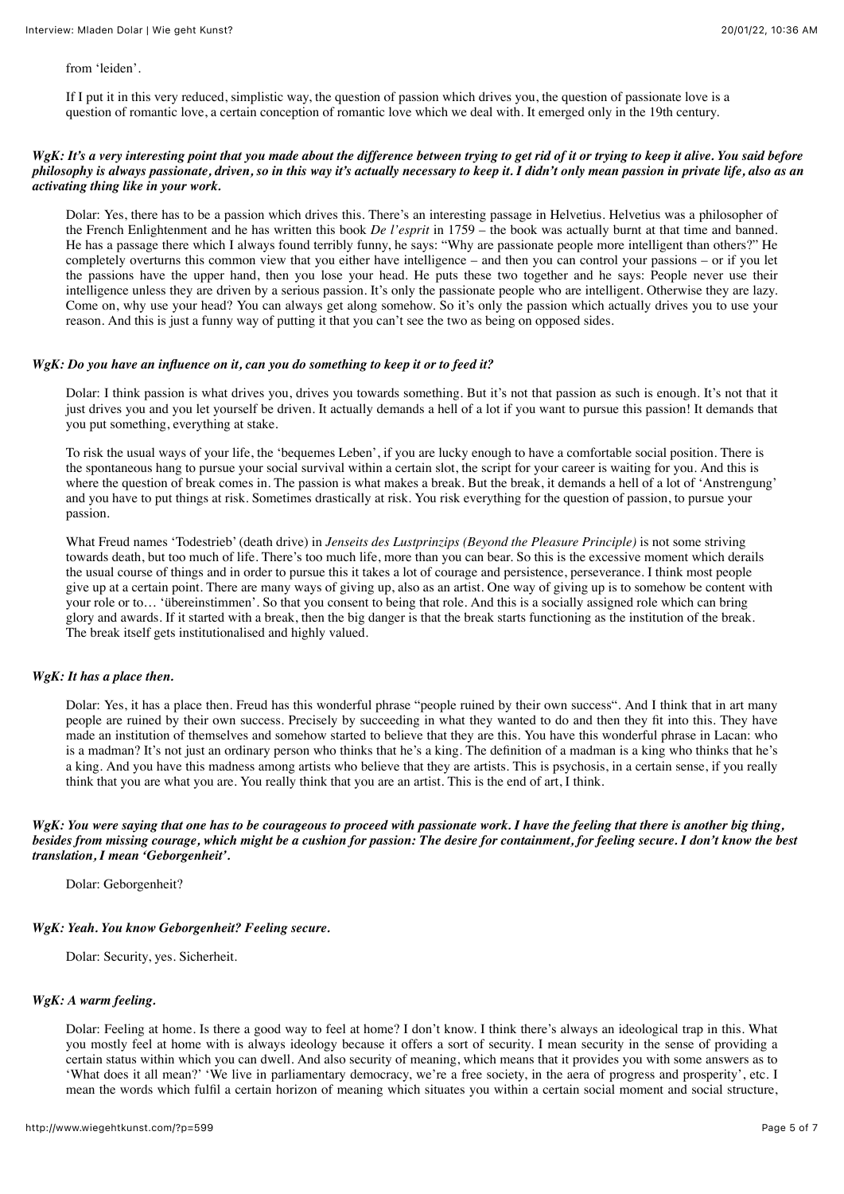from 'leiden'.

If I put it in this very reduced, simplistic way, the question of passion which drives you, the question of passionate love is a question of romantic love, a certain conception of romantic love which we deal with. It emerged only in the 19th century.

***WgK: It's a very interesting point that you made about the difference between trying to get rid of it or trying to keep it alive. You said before philosophy is always passionate, driven, so in this way it's actually necessary to keep it. I didn't only mean passion in private life, also as an activating thing like in your work.***

Dolar: Yes, there has to be a passion which drives this. There's an interesting passage in Helvetius. Helvetius was a philosopher of the French Enlightenment and he has written this book *De l'esprit* in 1759 – the book was actually burnt at that time and banned. He has a passage there which I always found terribly funny, he says: "Why are passionate people more intelligent than others?" He completely overturns this common view that you either have intelligence – and then you can control your passions – or if you let the passions have the upper hand, then you lose your head. He puts these two together and he says: People never use their intelligence unless they are driven by a serious passion. It's only the passionate people who are intelligent. Otherwise they are lazy. Come on, why use your head? You can always get along somehow. So it's only the passion which actually drives you to use your reason. And this is just a funny way of putting it that you can't see the two as being on opposed sides.

***WgK: Do you have an influence on it, can you do something to keep it or to feed it?***

Dolar: I think passion is what drives you, drives you towards something. But it's not that passion as such is enough. It's not that it just drives you and you let yourself be driven. It actually demands a hell of a lot if you want to pursue this passion! It demands that you put something, everything at stake.

To risk the usual ways of your life, the 'bequemes Leben', if you are lucky enough to have a comfortable social position. There is the spontaneous hang to pursue your social survival within a certain slot, the script for your career is waiting for you. And this is where the question of break comes in. The passion is what makes a break. But the break, it demands a hell of a lot of 'Anstrengung' and you have to put things at risk. Sometimes drastically at risk. You risk everything for the question of passion, to pursue your passion.

What Freud names 'Todestrieb' (death drive) in *Jenseits des Lustprinzips (Beyond the Pleasure Principle)* is not some striving towards death, but too much of life. There's too much life, more than you can bear. So this is the excessive moment which derails the usual course of things and in order to pursue this it takes a lot of courage and persistence, perseverance. I think most people give up at a certain point. There are many ways of giving up, also as an artist. One way of giving up is to somehow be content with your role or to… 'übereinstimmen'. So that you consent to being that role. And this is a socially assigned role which can bring glory and awards. If it started with a break, then the big danger is that the break starts functioning as the institution of the break. The break itself gets institutionalised and highly valued.

***WgK: It has a place then.***

Dolar: Yes, it has a place then. Freud has this wonderful phrase "people ruined by their own success". And I think that in art many people are ruined by their own success. Precisely by succeeding in what they wanted to do and then they fit into this. They have made an institution of themselves and somehow started to believe that they are this. You have this wonderful phrase in Lacan: who is a madman? It's not just an ordinary person who thinks that he's a king. The definition of a madman is a king who thinks that he's a king. And you have this madness among artists who believe that they are artists. This is psychosis, in a certain sense, if you really think that you are what you are. You really think that you are an artist. This is the end of art, I think.

***WgK: You were saying that one has to be courageous to proceed with passionate work. I have the feeling that there is another big thing, besides from missing courage, which might be a cushion for passion: The desire for containment, for feeling secure. I don't know the best translation, I mean 'Geborgenheit'.***

Dolar: Geborgenheit?

***WgK: Yeah. You know Geborgenheit? Feeling secure.***

Dolar: Security, yes. Sicherheit.

***WgK: A warm feeling.***

Dolar: Feeling at home. Is there a good way to feel at home? I don't know. I think there's always an ideological trap in this. What you mostly feel at home with is always ideology because it offers a sort of security. I mean security in the sense of providing a certain status within which you can dwell. And also security of meaning, which means that it provides you with some answers as to 'What does it all mean?' 'We live in parliamentary democracy, we're a free society, in the aera of progress and prosperity', etc. I mean the words which fulfil a certain horizon of meaning which situates you within a certain social moment and social structure,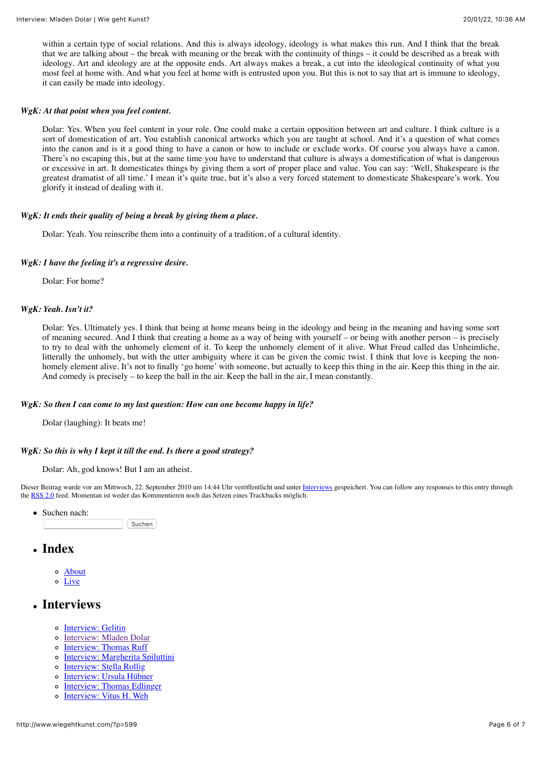within a certain type of social relations. And this is always ideology, ideology is what makes this run. And I think that the break that we are talking about – the break with meaning or the break with the continuity of things – it could be described as a break with ideology. Art and ideology are at the opposite ends. Art always makes a break, a cut into the ideological continuity of what you most feel at home with. And what you feel at home with is entrusted upon you. But this is not to say that art is immune to ideology, it can easily be made into ideology.

***WgK: At that point when you feel content.***

Dolar: Yes. When you feel content in your role. One could make a certain opposition between art and culture. I think culture is a sort of domestication of art. You establish canonical artworks which you are taught at school. And it's a question of what comes into the canon and is it a good thing to have a canon or how to include or exclude works. Of course you always have a canon. There's no escaping this, but at the same time you have to understand that culture is always a domestification of what is dangerous or excessive in art. It domesticates things by giving them a sort of proper place and value. You can say: 'Well, Shakespeare is the greatest dramatist of all time.' I mean it's quite true, but it's also a very forced statement to domesticate Shakespeare's work. You glorify it instead of dealing with it.

***WgK: It ends their quality of being a break by giving them a place.***

Dolar: Yeah. You reinscribe them into a continuity of a tradition, of a cultural identity.

***WgK: I have the feeling it's a regressive desire.***

Dolar: For home?

***WgK: Yeah. Isn't it?***

Dolar: Yes. Ultimately yes. I think that being at home means being in the ideology and being in the meaning and having some sort of meaning secured. And I think that creating a home as a way of being with yourself – or being with another person – is precisely to try to deal with the unhomely element of it. To keep the unhomely element of it alive. What Freud called das Unheimliche, litterally the unhomely, but with the utter ambiguity where it can be given the comic twist. I think that love is keeping the non-homely element alive. It's not to finally 'go home' with someone, but actually to keep this thing in the air. Keep this thing in the air. And comedy is precisely – to keep the ball in the air. Keep the ball in the air, I mean constantly.

***WgK: So then I can come to my last question: How can one become happy in life?***

Dolar (laughing): It beats me!

***WgK: So this is why I kept it till the end. Is there a good strategy?***

Dolar: Ah, god knows! But I am an atheist.

Dieser Beitrag wurde vor am Mittwoch, 22. September 2010 um 14:44 Uhr veröffentlicht und unter Interviews gespeichert. You can follow any responses to this entry through the RSS 2.0 feed. Momentan ist weder das Kommentieren noch das Setzen eines Trackbacks möglich.

- Suchen nach: Suchen

- ## Index
  - About
  - Live

- ## Interviews
  - Interview: Gelitin
  - Interview: Mladen Dolar
  - Interview: Thomas Ruff
  - Interview: Margherita Spiluttini
  - Interview: Stella Rollig
  - Interview: Ursula Hübner
  - Interview: Thomas Edlinger
  - Interview: Vitus H. Weh